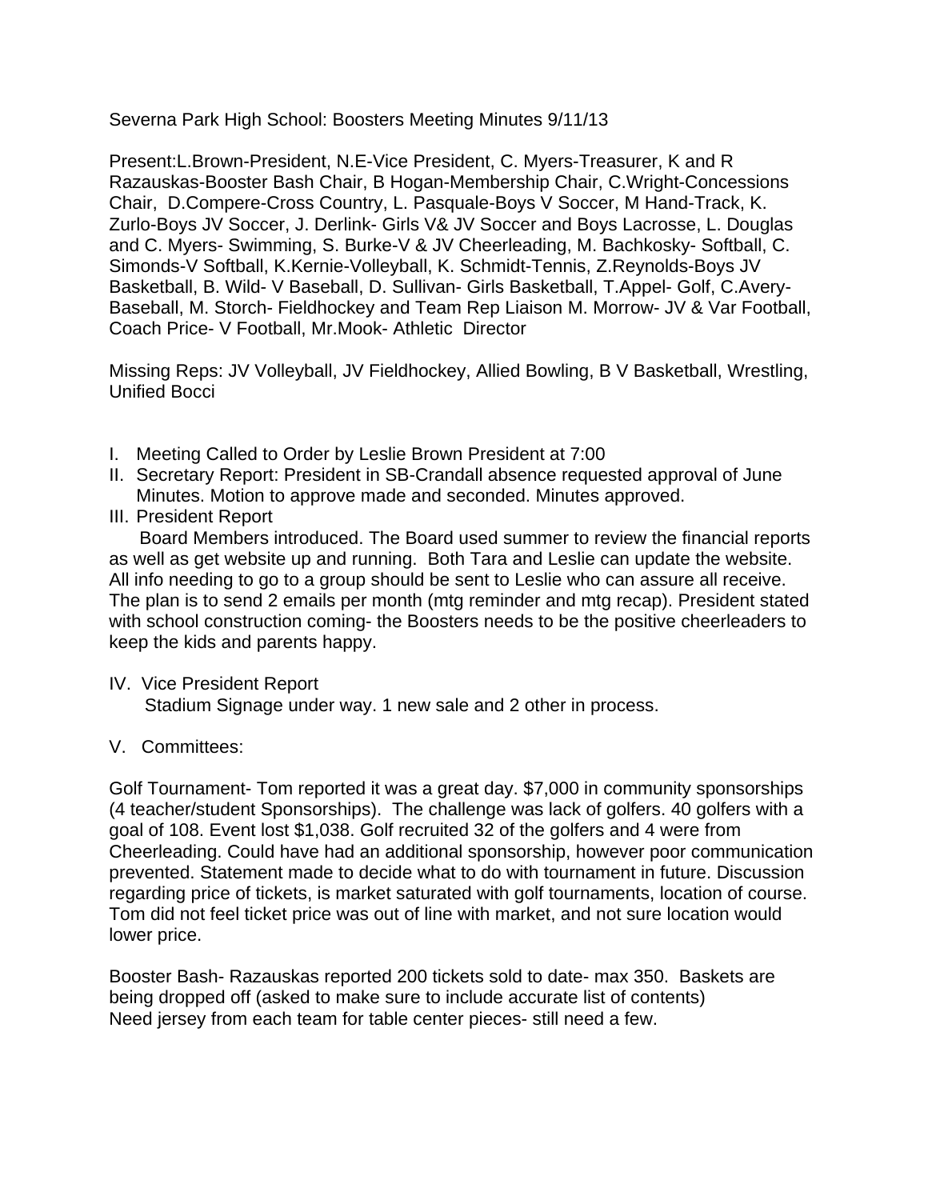Severna Park High School: Boosters Meeting Minutes 9/11/13

Present:L.Brown-President, N.E-Vice President, C. Myers-Treasurer, K and R Razauskas-Booster Bash Chair, B Hogan-Membership Chair, C.Wright-Concessions Chair, D.Compere-Cross Country, L. Pasquale-Boys V Soccer, M Hand-Track, K. Zurlo-Boys JV Soccer, J. Derlink- Girls V& JV Soccer and Boys Lacrosse, L. Douglas and C. Myers- Swimming, S. Burke-V & JV Cheerleading, M. Bachkosky- Softball, C. Simonds-V Softball, K.Kernie-Volleyball, K. Schmidt-Tennis, Z.Reynolds-Boys JV Basketball, B. Wild- V Baseball, D. Sullivan- Girls Basketball, T.Appel- Golf, C.Avery-Baseball, M. Storch- Fieldhockey and Team Rep Liaison M. Morrow- JV & Var Football, Coach Price- V Football, Mr.Mook- Athletic Director

Missing Reps: JV Volleyball, JV Fieldhockey, Allied Bowling, B V Basketball, Wrestling, Unified Bocci

I. Meeting Called to Order by Leslie Brown President at 7:00
II. Secretary Report: President in SB-Crandall absence requested approval of June Minutes. Motion to approve made and seconded. Minutes approved.
III. President Report

Board Members introduced. The Board used summer to review the financial reports as well as get website up and running. Both Tara and Leslie can update the website. All info needing to go to a group should be sent to Leslie who can assure all receive. The plan is to send 2 emails per month (mtg reminder and mtg recap). President stated with school construction coming- the Boosters needs to be the positive cheerleaders to keep the kids and parents happy.

IV. Vice President Report

Stadium Signage under way. 1 new sale and 2 other in process.

V. Committees:

Golf Tournament- Tom reported it was a great day. $7,000 in community sponsorships (4 teacher/student Sponsorships). The challenge was lack of golfers. 40 golfers with a goal of 108. Event lost $1,038. Golf recruited 32 of the golfers and 4 were from Cheerleading. Could have had an additional sponsorship, however poor communication prevented. Statement made to decide what to do with tournament in future. Discussion regarding price of tickets, is market saturated with golf tournaments, location of course. Tom did not feel ticket price was out of line with market, and not sure location would lower price.

Booster Bash- Razauskas reported 200 tickets sold to date- max 350. Baskets are being dropped off (asked to make sure to include accurate list of contents)
Need jersey from each team for table center pieces- still need a few.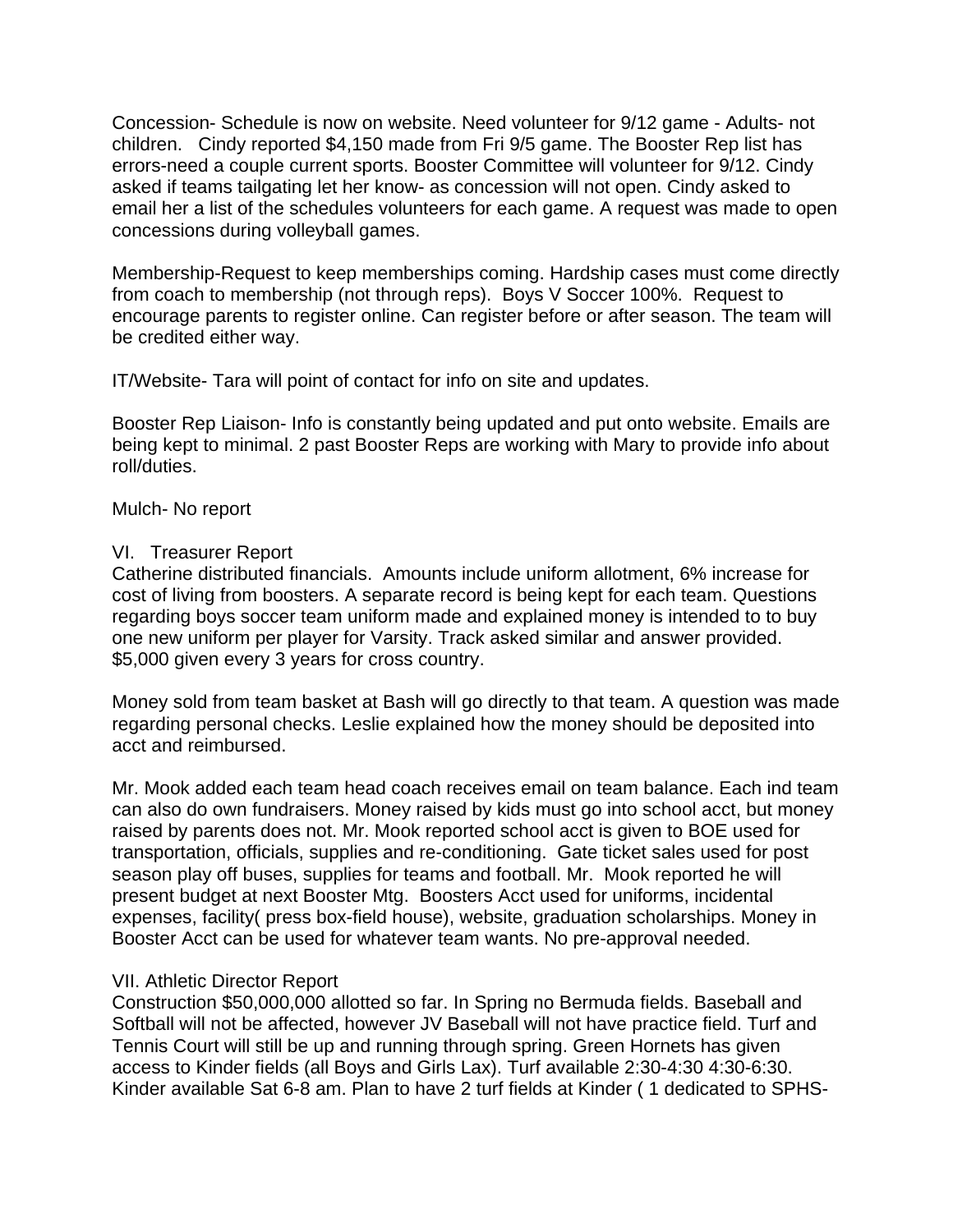Concession- Schedule is now on website. Need volunteer for 9/12 game - Adults- not children.   Cindy reported $4,150 made from Fri 9/5 game. The Booster Rep list has errors-need a couple current sports. Booster Committee will volunteer for 9/12. Cindy asked if teams tailgating let her know- as concession will not open. Cindy asked to email her a list of the schedules volunteers for each game. A request was made to open concessions during volleyball games.

Membership-Request to keep memberships coming. Hardship cases must come directly from coach to membership (not through reps).  Boys V Soccer 100%.  Request to encourage parents to register online. Can register before or after season. The team will be credited either way.

IT/Website- Tara will point of contact for info on site and updates.

Booster Rep Liaison- Info is constantly being updated and put onto website. Emails are being kept to minimal. 2 past Booster Reps are working with Mary to provide info about roll/duties.

Mulch- No report

VI.   Treasurer Report

Catherine distributed financials.  Amounts include uniform allotment, 6% increase for cost of living from boosters. A separate record is being kept for each team. Questions regarding boys soccer team uniform made and explained money is intended to to buy one new uniform per player for Varsity. Track asked similar and answer provided. $5,000 given every 3 years for cross country.

Money sold from team basket at Bash will go directly to that team. A question was made regarding personal checks. Leslie explained how the money should be deposited into acct and reimbursed.

Mr. Mook added each team head coach receives email on team balance. Each ind team can also do own fundraisers. Money raised by kids must go into school acct, but money raised by parents does not. Mr. Mook reported school acct is given to BOE used for transportation, officials, supplies and re-conditioning.  Gate ticket sales used for post season play off buses, supplies for teams and football. Mr.  Mook reported he will present budget at next Booster Mtg.  Boosters Acct used for uniforms, incidental expenses, facility( press box-field house), website, graduation scholarships. Money in Booster Acct can be used for whatever team wants. No pre-approval needed.

VII. Athletic Director Report

Construction $50,000,000 allotted so far. In Spring no Bermuda fields. Baseball and Softball will not be affected, however JV Baseball will not have practice field. Turf and Tennis Court will still be up and running through spring. Green Hornets has given access to Kinder fields (all Boys and Girls Lax). Turf available 2:30-4:30 4:30-6:30. Kinder available Sat 6-8 am. Plan to have 2 turf fields at Kinder ( 1 dedicated to SPHS-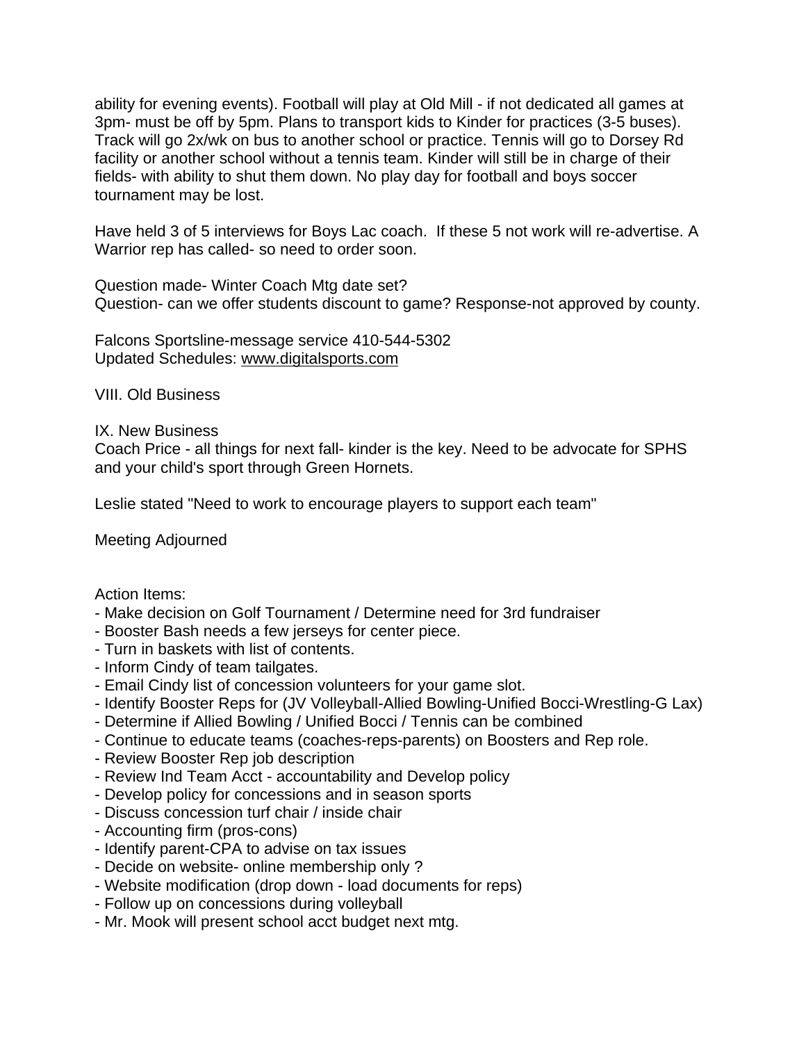ability for evening events). Football will play at Old Mill - if not dedicated all games at 3pm- must be off by 5pm. Plans to transport kids to Kinder for practices (3-5 buses). Track will go 2x/wk on bus to another school or practice. Tennis will go to Dorsey Rd facility or another school without a tennis team. Kinder will still be in charge of their fields- with ability to shut them down. No play day for football and boys soccer tournament may be lost.

Have held 3 of 5 interviews for Boys Lac coach. If these 5 not work will re-advertise. A Warrior rep has called- so need to order soon.

Question made- Winter Coach Mtg date set?
Question- can we offer students discount to game? Response-not approved by county.

Falcons Sportsline-message service 410-544-5302
Updated Schedules: www.digitalsports.com

VIII. Old Business

IX. New Business
Coach Price - all things for next fall- kinder is the key. Need to be advocate for SPHS and your child's sport through Green Hornets.

Leslie stated "Need to work to encourage players to support each team"

Meeting Adjourned

Action Items:
- Make decision on Golf Tournament / Determine need for 3rd fundraiser
- Booster Bash needs a few jerseys for center piece.
- Turn in baskets with list of contents.
- Inform Cindy of team tailgates.
- Email Cindy list of concession volunteers for your game slot.
- Identify Booster Reps for (JV Volleyball-Allied Bowling-Unified Bocci-Wrestling-G Lax)
- Determine if Allied Bowling / Unified Bocci / Tennis can be combined
- Continue to educate teams (coaches-reps-parents) on Boosters and Rep role.
- Review Booster Rep job description
- Review Ind Team Acct - accountability and Develop policy
- Develop policy for concessions and in season sports
- Discuss concession turf chair / inside chair
- Accounting firm (pros-cons)
- Identify parent-CPA to advise on tax issues
- Decide on website- online membership only ?
- Website modification (drop down - load documents for reps)
- Follow up on concessions during volleyball
- Mr. Mook will present school acct budget next mtg.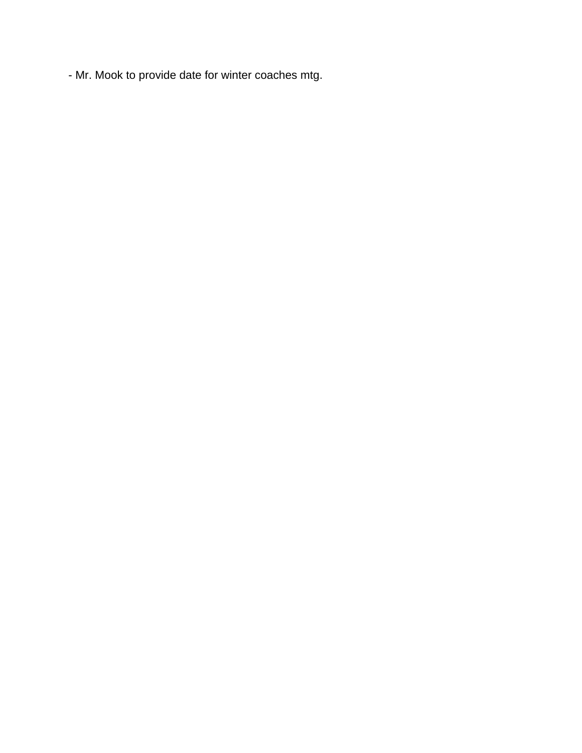- Mr. Mook to provide date for winter coaches mtg.